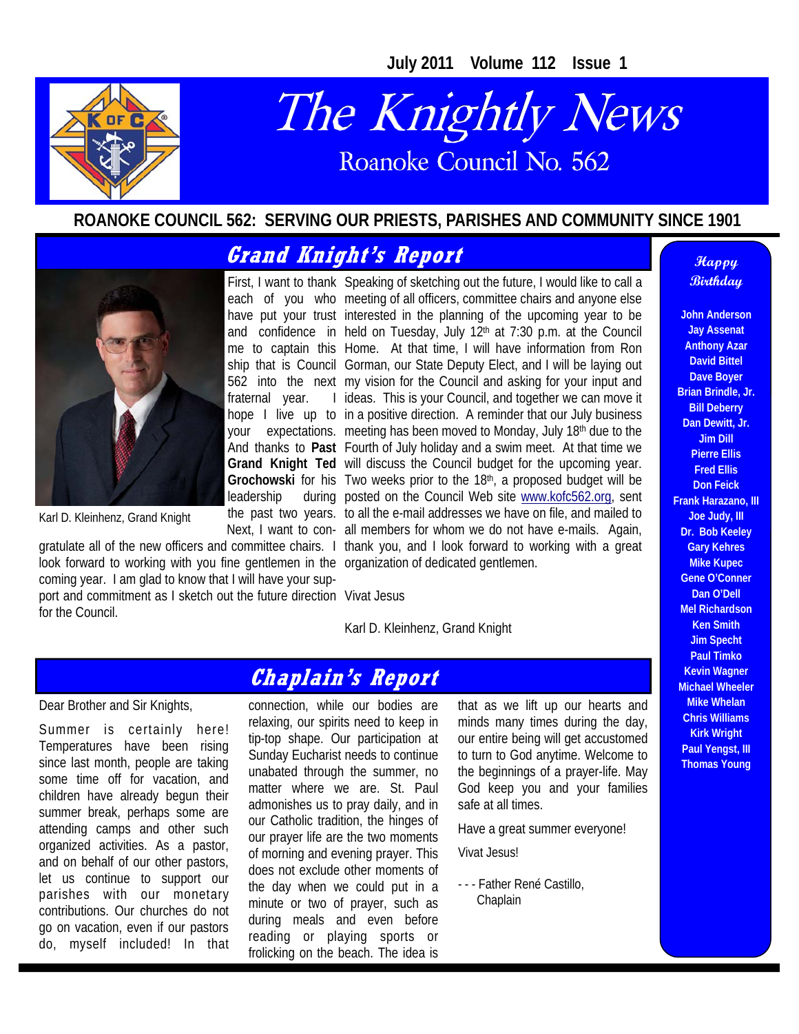July 2011 Volume 112 Issue 1

# The Knightly News

Roanoke Council No. 562

**ROANOKE COUNCIL 562: SERVING OUR PRIESTS, PARISHES AND COMMUNITY SINCE 1901**

## Grand Knight's Report

Karl D. Kleinhenz, Grand Knight

First, I want to thank each of you who have put your trust and confidence in me to captain this ship that is Council 562 into the next fraternal year. I hope I live up to your expectations. And thanks to **Past Grand Knight Ted Grochowski** for his leadership during the past two years. Next, I want to congratulate all of the new officers and committee chairs. I look forward to working with you fine gentlemen in the coming year. I am glad to know that I will have your support and commitment as I sketch out the future direction for the Council.

Speaking of sketching out the future, I would like to call a meeting of all officers, committee chairs and anyone else interested in the planning of the upcoming year to be held on Tuesday, July 12th at 7:30 p.m. at the Council Home. At that time, I will have information from Ron Gorman, our State Deputy Elect, and I will be laying out my vision for the Council and asking for your input and ideas. This is your Council, and together we can move it in a positive direction. A reminder that our July business meeting has been moved to Monday, July 18th due to the Fourth of July holiday and a swim meet. At that time we will discuss the Council budget for the upcoming year. Two weeks prior to the 18th, a proposed budget will be posted on the Council Web site www.kofc562.org, sent to all the e-mail addresses we have on file, and mailed to all members for whom we do not have e-mails. Again, thank you, and I look forward to working with a great organization of dedicated gentlemen.

Vivat Jesus

Karl D. Kleinhenz, Grand Knight

## Chaplain's Report

Dear Brother and Sir Knights,

Summer is certainly here! Temperatures have been rising since last month, people are taking some time off for vacation, and children have already begun their summer break, perhaps some are attending camps and other such organized activities. As a pastor, and on behalf of our other pastors, let us continue to support our parishes with our monetary contributions. Our churches do not go on vacation, even if our pastors do, myself included! In that connection, while our bodies are relaxing, our spirits need to keep in tip-top shape. Our participation at Sunday Eucharist needs to continue unabated through the summer, no matter where we are. St. Paul admonishes us to pray daily, and in our Catholic tradition, the hinges of our prayer life are the two moments of morning and evening prayer. This does not exclude other moments of the day when we could put in a minute or two of prayer, such as during meals and even before reading or playing sports or frolicking on the beach. The idea is that as we lift up our hearts and minds many times during the day, our entire being will get accustomed to turn to God anytime. Welcome to the beginnings of a prayer-life. May God keep you and your families safe at all times.

Have a great summer everyone!

Vivat Jesus!

- - - Father René Castillo,
Chaplain

### Happy Birthday

**John Anderson**
**Jay Assenat**
**Anthony Azar**
**David Bittel**
**Dave Boyer**
**Brian Brindle, Jr.**
**Bill Deberry**
**Dan Dewitt, Jr.**
**Jim Dill**
**Pierre Ellis**
**Fred Ellis**
**Don Feick**
**Frank Harazano, III**
**Joe Judy, III**
**Dr. Bob Keeley**
**Gary Kehres**
**Mike Kupec**
**Gene O'Conner**
**Dan O'Dell**
**Mel Richardson**
**Ken Smith**
**Jim Specht**
**Paul Timko**
**Kevin Wagner**
**Michael Wheeler**
**Mike Whelan**
**Chris Williams**
**Kirk Wright**
**Paul Yengst, III**
**Thomas Young**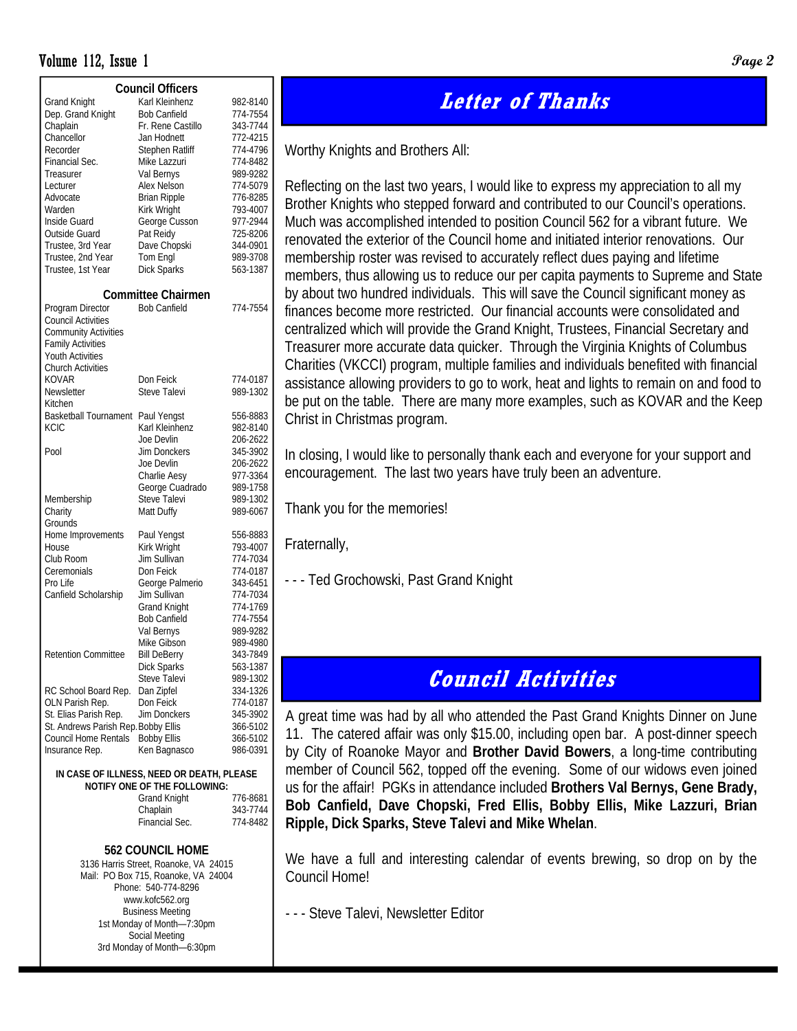## Council Officers

| | | |
|---|---|---|
| Grand Knight | Karl Kleinhenz | 982-8140 |
| Dep. Grand Knight | Bob Canfield | 774-7554 |
| Chaplain | Fr. Rene Castillo | 343-7744 |
| Chancellor | Jan Hodnett | 772-4215 |
| Recorder | Stephen Ratliff | 774-4796 |
| Financial Sec. | Mike Lazzuri | 774-8482 |
| Treasurer | Val Bernys | 989-9282 |
| Lecturer | Alex Nelson | 774-5079 |
| Advocate | Brian Ripple | 776-8285 |
| Warden | Kirk Wright | 793-4007 |
| Inside Guard | George Cusson | 977-2944 |
| Outside Guard | Pat Reidy | 725-8206 |
| Trustee, 3rd Year | Dave Chopski | 344-0901 |
| Trustee, 2nd Year | Tom Engl | 989-3708 |
| Trustee, 1st Year | Dick Sparks | 563-1387 |

## Committee Chairmen

| | | |
|---|---|---|
| Program Director | Bob Canfield | 774-7554 |
| Council Activities | | |
| Community Activities | | |
| Family Activities | | |
| Youth Activities | | |
| Church Activities | | |
| KOVAR | Don Feick | 774-0187 |
| Newsletter | Steve Talevi | 989-1302 |
| Kitchen | | |
| Basketball Tournament | Paul Yengst | 556-8883 |
| KCIC | Karl Kleinhenz | 982-8140 |
| | Joe Devlin | 206-2622 |
| Pool | Jim Donckers | 345-3902 |
| | Joe Devlin | 206-2622 |
| | Charlie Aesy | 977-3364 |
| | George Cuadrado | 989-1758 |
| Membership | Steve Talevi | 989-1302 |
| Charity | Matt Duffy | 989-6067 |
| Grounds | | |
| Home Improvements | Paul Yengst | 556-8883 |
| House | Kirk Wright | 793-4007 |
| Club Room | Jim Sullivan | 774-7034 |
| Ceremonials | Don Feick | 774-0187 |
| Pro Life | George Palmerio | 343-6451 |
| Canfield Scholarship | Jim Sullivan | 774-7034 |
| | Grand Knight | 774-1769 |
| | Bob Canfield | 774-7554 |
| | Val Bernys | 989-9282 |
| | Mike Gibson | 989-4980 |
| Retention Committee | Bill DeBerry | 343-7849 |
| | Dick Sparks | 563-1387 |
| | Steve Talevi | 989-1302 |
| RC School Board Rep. | Dan Zipfel | 334-1326 |
| OLN Parish Rep. | Don Feick | 774-0187 |
| St. Elias Parish Rep. | Jim Donckers | 345-3902 |
| St. Andrews Parish Rep. | Bobby Ellis | 366-5102 |
| Council Home Rentals | Bobby Ellis | 366-5102 |
| Insurance Rep. | Ken Bagnasco | 986-0391 |

**IN CASE OF ILLNESS, NEED OR DEATH, PLEASE NOTIFY ONE OF THE FOLLOWING:**

| | |
|---|---|
| Grand Knight | 776-8681 |
| Chaplain | 343-7744 |
| Financial Sec. | 774-8482 |

**562 COUNCIL HOME**

3136 Harris Street, Roanoke, VA 24015
Mail: PO Box 715, Roanoke, VA 24004
Phone: 540-774-8296
www.kofc562.org
Business Meeting
1st Monday of Month—7:30pm
Social Meeting
3rd Monday of Month—6:30pm

# Letter of Thanks

Worthy Knights and Brothers All:

Reflecting on the last two years, I would like to express my appreciation to all my Brother Knights who stepped forward and contributed to our Council's operations. Much was accomplished intended to position Council 562 for a vibrant future. We renovated the exterior of the Council home and initiated interior renovations. Our membership roster was revised to accurately reflect dues paying and lifetime members, thus allowing us to reduce our per capita payments to Supreme and State by about two hundred individuals. This will save the Council significant money as finances become more restricted. Our financial accounts were consolidated and centralized which will provide the Grand Knight, Trustees, Financial Secretary and Treasurer more accurate data quicker. Through the Virginia Knights of Columbus Charities (VKCCI) program, multiple families and individuals benefited with financial assistance allowing providers to go to work, heat and lights to remain on and food to be put on the table. There are many more examples, such as KOVAR and the Keep Christ in Christmas program.

In closing, I would like to personally thank each and everyone for your support and encouragement. The last two years have truly been an adventure.

Thank you for the memories!

Fraternally,

- - - Ted Grochowski, Past Grand Knight

# Council Activities

A great time was had by all who attended the Past Grand Knights Dinner on June 11. The catered affair was only $15.00, including open bar. A post-dinner speech by City of Roanoke Mayor and **Brother David Bowers**, a long-time contributing member of Council 562, topped off the evening. Some of our widows even joined us for the affair! PGKs in attendance included **Brothers Val Bernys, Gene Brady, Bob Canfield, Dave Chopski, Fred Ellis, Bobby Ellis, Mike Lazzuri, Brian Ripple, Dick Sparks, Steve Talevi and Mike Whelan**.

We have a full and interesting calendar of events brewing, so drop on by the Council Home!

- - - Steve Talevi, Newsletter Editor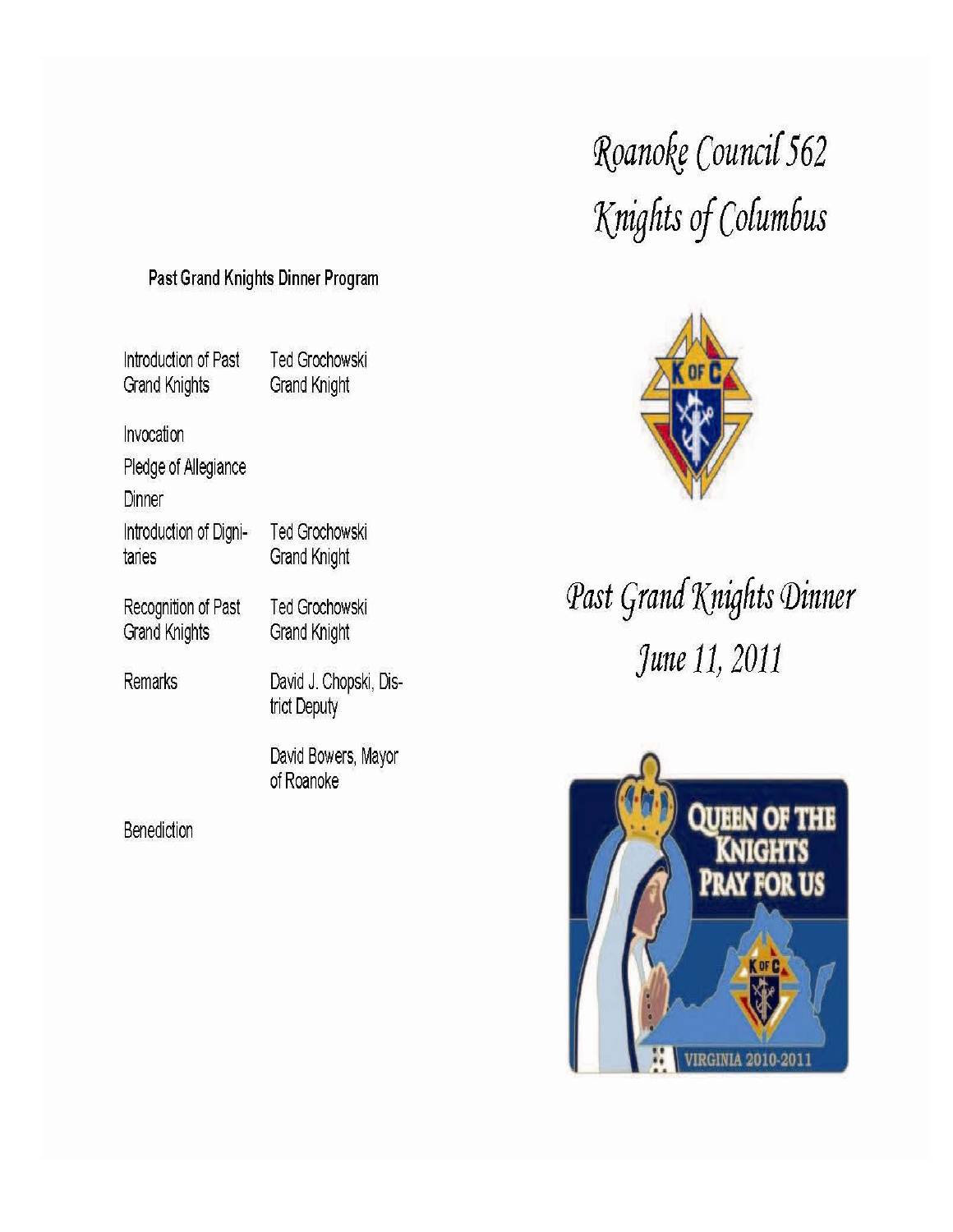# Roanoke Council 562
# Knights of Columbus

## Past Grand Knights Dinner
## June 11, 2011

### Past Grand Knights Dinner Program

| | |
|---|---|
| Introduction of Past Grand Knights | Ted Grochowski<br>Grand Knight |
| Invocation | |
| Pledge of Allegiance | |
| Dinner | |
| Introduction of Dignitaries | Ted Grochowski<br>Grand Knight |
| Recognition of Past Grand Knights | Ted Grochowski<br>Grand Knight |
| Remarks | David J. Chopski, District Deputy |
| | David Bowers, Mayor of Roanoke |
| Benediction | |

QUEEN OF THE KNIGHTS PRAY FOR US

VIRGINIA 2010-2011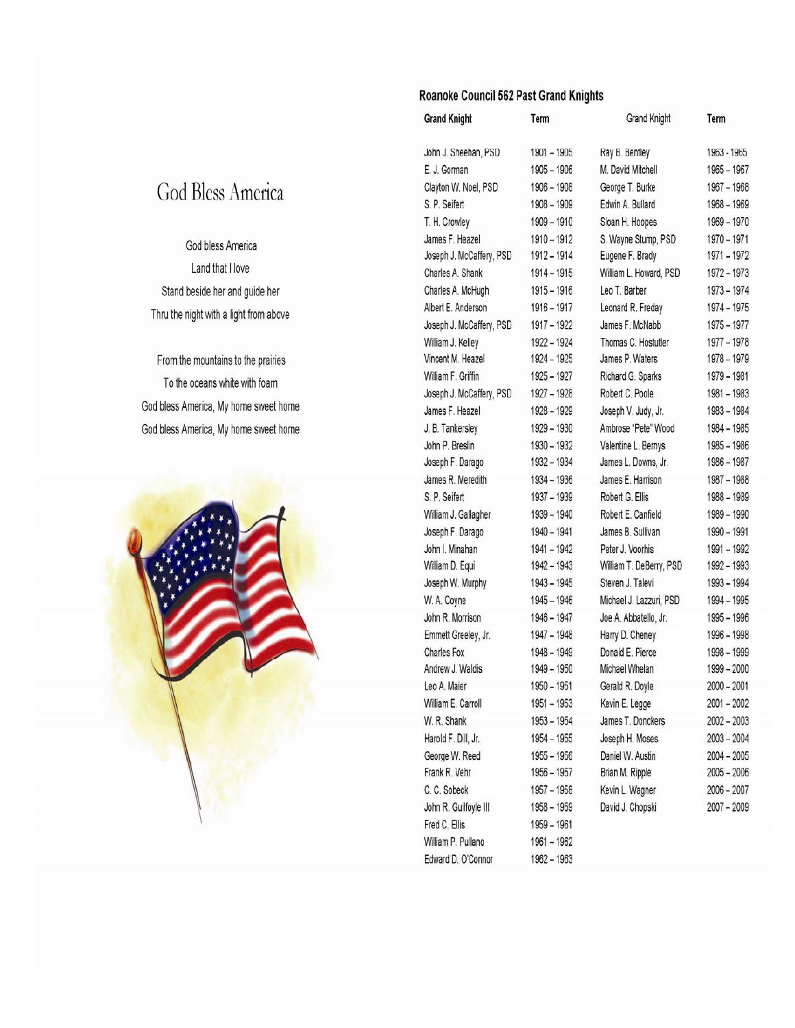# God Bless America

God bless America
Land that I love
Stand beside her and guide her
Thru the night with a light from above

From the mountains to the prairies
To the oceans white with foam
God bless America, My home sweet home
God bless America, My home sweet home

## Roanoke Council 562 Past Grand Knights

| Grand Knight | Term | Grand Knight | Term |
|---|---|---|---|
| John J. Sheehan, PSD | 1901 – 1905 | Ray B. Bentley | 1963 - 1965 |
| E. J. Gorman | 1905 – 1906 | M. David Mitchell | 1965 – 1967 |
| Clayton W. Noel, PSD | 1906 – 1908 | George T. Burke | 1967 – 1968 |
| S. P. Seifert | 1908 – 1909 | Edwin A. Bullard | 1968 – 1969 |
| T. H. Crowley | 1909 – 1910 | Sloan H. Hoopes | 1969 – 1970 |
| James F. Heazel | 1910 – 1912 | S. Wayne Stump, PSD | 1970 – 1971 |
| Joseph J. McCaffery, PSD | 1912 – 1914 | Eugene F. Brady | 1971 – 1972 |
| Charles A. Shank | 1914 – 1915 | William L. Howard, PSD | 1972 – 1973 |
| Charles A. McHugh | 1915 – 1916 | Leo T. Barber | 1973 – 1974 |
| Albert E. Anderson | 1916 – 1917 | Leonard R. Freday | 1974 – 1975 |
| Joseph J. McCaffery, PSD | 1917 – 1922 | James F. McNabb | 1975 – 1977 |
| William J. Kelley | 1922 – 1924 | Thomas C. Hostutler | 1977 – 1978 |
| Vincent M. Heazel | 1924 – 1925 | James P. Waters | 1978 – 1979 |
| William F. Griffin | 1925 – 1927 | Richard G. Sparks | 1979 – 1981 |
| Joseph J. McCaffery, PSD | 1927 – 1928 | Robert C. Poole | 1981 – 1983 |
| James F. Heazel | 1928 – 1929 | Joseph V. Judy, Jr. | 1983 – 1984 |
| J. B. Tankersley | 1929 – 1930 | Ambrose "Pete" Wood | 1984 – 1985 |
| John P. Breslin | 1930 – 1932 | Valentine L. Bernys | 1985 – 1986 |
| Joseph F. Darago | 1932 – 1934 | James L. Downs, Jr. | 1986 – 1987 |
| James R. Meredith | 1934 – 1936 | James E. Harrison | 1987 – 1988 |
| S. P. Seifert | 1937 – 1939 | Robert G. Ellis | 1988 – 1989 |
| William J. Gallagher | 1939 – 1940 | Robert E. Canfield | 1989 – 1990 |
| Joseph F. Darago | 1940 – 1941 | James B. Sullivan | 1990 – 1991 |
| John I. Minahan | 1941 – 1942 | Peter J. Voorhis | 1991 – 1992 |
| William D. Equi | 1942 – 1943 | William T. DeBerry, PSD | 1992 – 1993 |
| Joseph W. Murphy | 1943 – 1945 | Steven J. Talevi | 1993 – 1994 |
| W. A. Coyne | 1945 – 1946 | Michael J. Lazzuri, PSD | 1994 – 1995 |
| John R. Morrison | 1946 – 1947 | Joe A. Abbatello, Jr. | 1995 – 1996 |
| Emmett Greeley, Jr. | 1947 – 1948 | Harry D. Cheney | 1996 – 1998 |
| Charles Fox | 1948 – 1949 | Donald E. Pierce | 1998 – 1999 |
| Andrew J. Waldis | 1949 – 1950 | Michael Whelan | 1999 – 2000 |
| Leo A. Maier | 1950 – 1951 | Gerald R. Doyle | 2000 – 2001 |
| William E. Carroll | 1951 – 1953 | Kevin E. Legge | 2001 – 2002 |
| W. R. Shank | 1953 – 1954 | James T. Donckers | 2002 – 2003 |
| Harold F. Dill, Jr. | 1954 – 1955 | Joseph H. Moses | 2003 – 2004 |
| George W. Reed | 1955 – 1956 | Daniel W. Austin | 2004 – 2005 |
| Frank R. Vehr | 1956 – 1957 | Brian M. Ripple | 2005 – 2006 |
| C. C. Sobeck | 1957 – 1958 | Kevin L. Wagner | 2006 – 2007 |
| John R. Guilfoyle III | 1958 – 1959 | David J. Chopski | 2007 – 2009 |
| Fred C. Ellis | 1959 – 1961 | | |
| William P. Pullano | 1961 – 1962 | | |
| Edward D. O'Connor | 1962 – 1963 | | |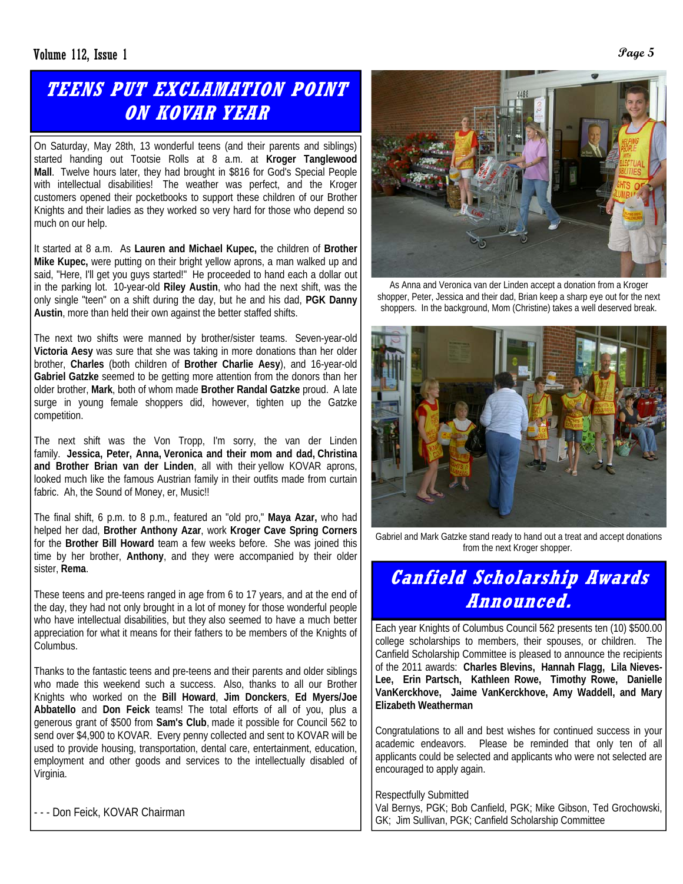# TEENS PUT EXCLAMATION POINT ON KOVAR YEAR

On Saturday, May 28th, 13 wonderful teens (and their parents and siblings) started handing out Tootsie Rolls at 8 a.m. at **Kroger Tanglewood Mall**. Twelve hours later, they had brought in $816 for God's Special People with intellectual disabilities! The weather was perfect, and the Kroger customers opened their pocketbooks to support these children of our Brother Knights and their ladies as they worked so very hard for those who depend so much on our help.

It started at 8 a.m. As **Lauren and Michael Kupec,** the children of **Brother Mike Kupec,** were putting on their bright yellow aprons, a man walked up and said, "Here, I'll get you guys started!" He proceeded to hand each a dollar out in the parking lot. 10-year-old **Riley Austin**, who had the next shift, was the only single "teen" on a shift during the day, but he and his dad, **PGK Danny Austin**, more than held their own against the better staffed shifts.

The next two shifts were manned by brother/sister teams. Seven-year-old **Victoria Aesy** was sure that she was taking in more donations than her older brother, **Charles** (both children of **Brother Charlie Aesy**), and 16-year-old **Gabriel Gatzke** seemed to be getting more attention from the donors than her older brother, **Mark**, both of whom made **Brother Randal Gatzke** proud. A late surge in young female shoppers did, however, tighten up the Gatzke competition.

The next shift was the Von Tropp, I'm sorry, the van der Linden family. **Jessica, Peter, Anna, Veronica and their mom and dad, Christina and Brother Brian van der Linden**, all with their yellow KOVAR aprons, looked much like the famous Austrian family in their outfits made from curtain fabric. Ah, the Sound of Money, er, Music!!

The final shift, 6 p.m. to 8 p.m., featured an "old pro," **Maya Azar,** who had helped her dad, **Brother Anthony Azar**, work **Kroger Cave Spring Corners** for the **Brother Bill Howard** team a few weeks before. She was joined this time by her brother, **Anthony**, and they were accompanied by their older sister, **Rema**.

These teens and pre-teens ranged in age from 6 to 17 years, and at the end of the day, they had not only brought in a lot of money for those wonderful people who have intellectual disabilities, but they also seemed to have a much better appreciation for what it means for their fathers to be members of the Knights of Columbus.

Thanks to the fantastic teens and pre-teens and their parents and older siblings who made this weekend such a success. Also, thanks to all our Brother Knights who worked on the **Bill Howard**, **Jim Donckers**, **Ed Myers/Joe Abbatello** and **Don Feick** teams! The total efforts of all of you, plus a generous grant of $500 from **Sam's Club**, made it possible for Council 562 to send over $4,900 to KOVAR. Every penny collected and sent to KOVAR will be used to provide housing, transportation, dental care, entertainment, education, employment and other goods and services to the intellectually disabled of Virginia.

- - - Don Feick, KOVAR Chairman

As Anna and Veronica van der Linden accept a donation from a Kroger shopper, Peter, Jessica and their dad, Brian keep a sharp eye out for the next shoppers. In the background, Mom (Christine) takes a well deserved break.

Gabriel and Mark Gatzke stand ready to hand out a treat and accept donations from the next Kroger shopper.

# Canfield Scholarship Awards Announced.

Each year Knights of Columbus Council 562 presents ten (10) $500.00 college scholarships to members, their spouses, or children. The Canfield Scholarship Committee is pleased to announce the recipients of the 2011 awards: **Charles Blevins, Hannah Flagg, Lila Nieves-Lee, Erin Partsch, Kathleen Rowe, Timothy Rowe, Danielle VanKerckhove, Jaime VanKerckhove, Amy Waddell, and Mary Elizabeth Weatherman**

Congratulations to all and best wishes for continued success in your academic endeavors. Please be reminded that only ten of all applicants could be selected and applicants who were not selected are encouraged to apply again.

Respectfully Submitted
Val Bernys, PGK; Bob Canfield, PGK; Mike Gibson, Ted Grochowski, GK; Jim Sullivan, PGK; Canfield Scholarship Committee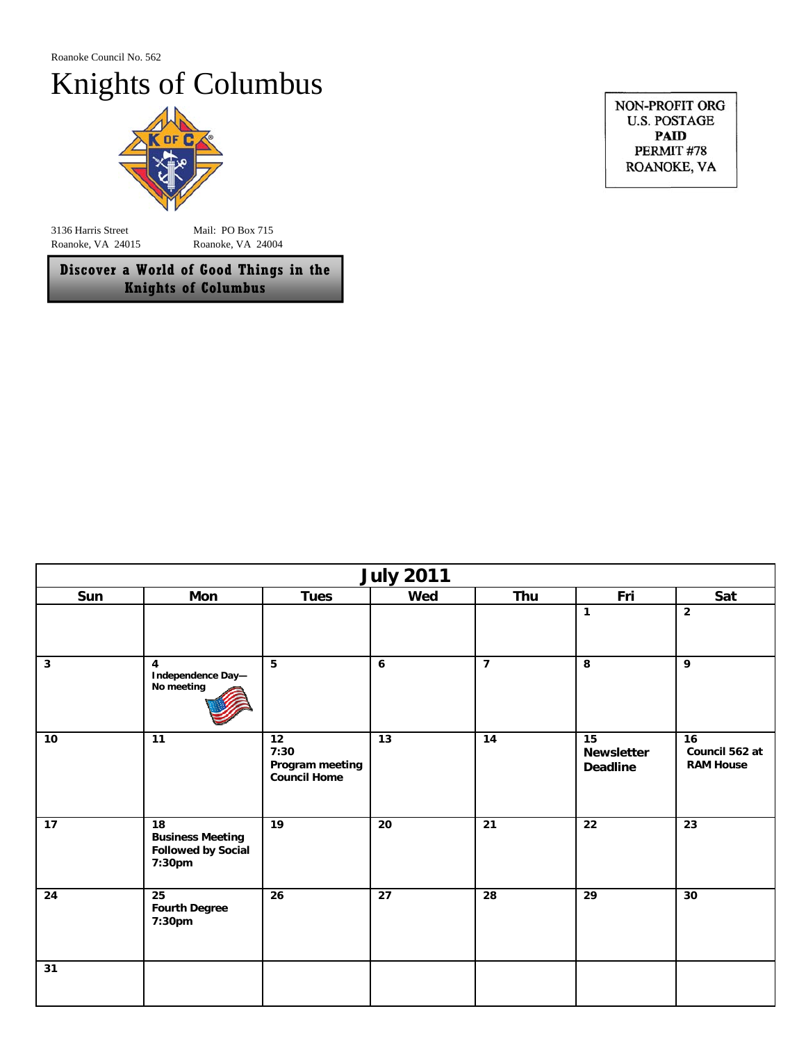Roanoke Council No. 562

# Knights of Columbus

3136 Harris Street
Roanoke, VA 24015

Mail: PO Box 715
Roanoke, VA 24004

NON-PROFIT ORG
U.S. POSTAGE
**PAID**
PERMIT #78
ROANOKE, VA

**Discover a World of Good Things in the Knights of Columbus**

| July 2011 | | | | | | |
|---|---|---|---|---|---|---|
| **Sun** | **Mon** | **Tues** | **Wed** | **Thu** | **Fri** | **Sat** |
| | | | | | 1 | 2 |
| 3 | 4 Independence Day—No meeting | 5 | 6 | 7 | 8 | 9 |
| 10 | 11 | 12 7:30 Program meeting Council Home | 13 | 14 | 15 Newsletter Deadline | 16 Council 562 at RAM House |
| 17 | 18 Business Meeting Followed by Social 7:30pm | 19 | 20 | 21 | 22 | 23 |
| 24 | 25 Fourth Degree 7:30pm | 26 | 27 | 28 | 29 | 30 |
| 31 | | | | | | |